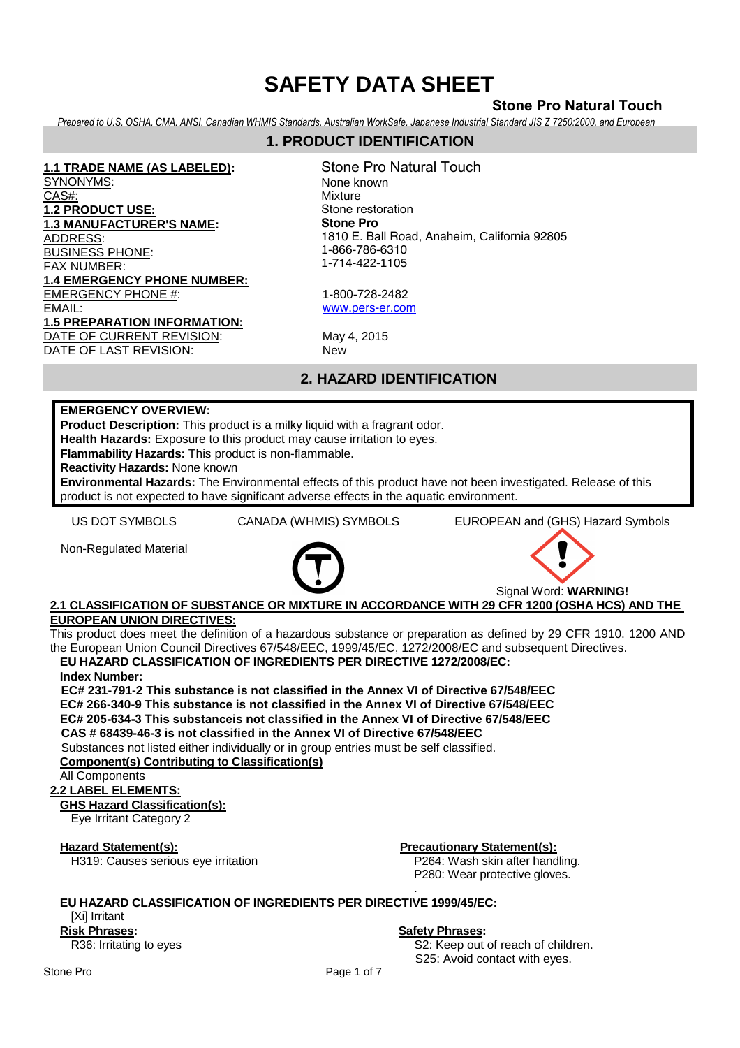# SAFETY DATA SHEET

**Stone Pro Natural Touch**

*Prepared to U.S. OSHA, CMA, ANSI, Canadian WHMIS Standards, Australian WorkSafe, Japanese Industrial Standard JIS Z 7250:2000, and European*

## 1. PRODUCT IDENTIFICATION

| | |
|---|---|
| **1.1 TRADE NAME (AS LABELED):** | Stone Pro Natural Touch |
| SYNONYMS: | None known |
| CAS#: | Mixture |
| **1.2 PRODUCT USE:** | Stone restoration |
| **1.3 MANUFACTURER'S NAME:** | **Stone Pro** |
| ADDRESS: | 1810 E. Ball Road, Anaheim, California 92805 |
| BUSINESS PHONE: | 1-866-786-6310 |
| FAX NUMBER: | 1-714-422-1105 |
| **1.4 EMERGENCY PHONE NUMBER:** | |
| EMERGENCY PHONE #: | 1-800-728-2482 |
| EMAIL: | www.pers-er.com |
| **1.5 PREPARATION INFORMATION:** | |
| DATE OF CURRENT REVISION: | May 4, 2015 |
| DATE OF LAST REVISION: | New |

## 2. HAZARD IDENTIFICATION

**EMERGENCY OVERVIEW:**
**Product Description:** This product is a milky liquid with a fragrant odor.
**Health Hazards:** Exposure to this product may cause irritation to eyes.
**Flammability Hazards:** This product is non-flammable.
**Reactivity Hazards:** None known
**Environmental Hazards:** The Environmental effects of this product have not been investigated. Release of this product is not expected to have significant adverse effects in the aquatic environment.

| US DOT SYMBOLS | CANADA (WHMIS) SYMBOLS | EUROPEAN and (GHS) Hazard Symbols |
|---|---|---|
| Non-Regulated Material | | Signal Word: **WARNING!** |

**2.1 CLASSIFICATION OF SUBSTANCE OR MIXTURE IN ACCORDANCE WITH 29 CFR 1200 (OSHA HCS) AND THE EUROPEAN UNION DIRECTIVES:**

This product does meet the definition of a hazardous substance or preparation as defined by 29 CFR 1910. 1200 AND the European Union Council Directives 67/548/EEC, 1999/45/EC, 1272/2008/EC and subsequent Directives.

**EU HAZARD CLASSIFICATION OF INGREDIENTS PER DIRECTIVE 1272/2008/EC:**

**Index Number:**

**EC# 231-791-2 This substance is not classified in the Annex VI of Directive 67/548/EEC**
**EC# 266-340-9 This substance is not classified in the Annex VI of Directive 67/548/EEC**
**EC# 205-634-3 This substanceis not classified in the Annex VI of Directive 67/548/EEC**
**CAS # 68439-46-3 is not classified in the Annex VI of Directive 67/548/EEC**

Substances not listed either individually or in group entries must be self classified.

**Component(s) Contributing to Classification(s)**

All Components

**2.2 LABEL ELEMENTS:**

**GHS Hazard Classification(s):**

Eye Irritant Category 2

**Hazard Statement(s):**

H319: Causes serious eye irritation

**Precautionary Statement(s):**

P264: Wash skin after handling.
P280: Wear protective gloves.

**EU HAZARD CLASSIFICATION OF INGREDIENTS PER DIRECTIVE 1999/45/EC:**

[Xi] Irritant

**Risk Phrases:**

R36: Irritating to eyes

**Safety Phrases:**

S2: Keep out of reach of children.
S25: Avoid contact with eyes.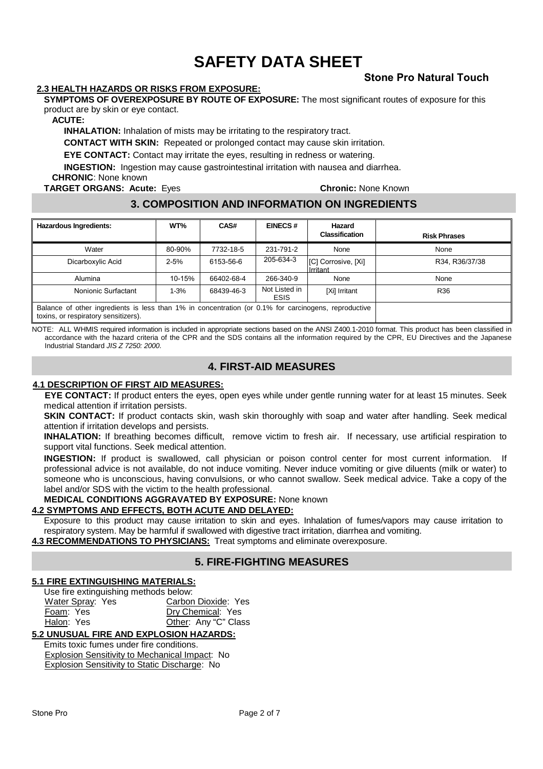# SAFETY DATA SHEET

**Stone Pro Natural Touch**

**2.3 HEALTH HAZARDS OR RISKS FROM EXPOSURE:**

**SYMPTOMS OF OVEREXPOSURE BY ROUTE OF EXPOSURE:** The most significant routes of exposure for this product are by skin or eye contact.

**ACUTE:**

**INHALATION:** Inhalation of mists may be irritating to the respiratory tract.

**CONTACT WITH SKIN:** Repeated or prolonged contact may cause skin irritation.

**EYE CONTACT:** Contact may irritate the eyes, resulting in redness or watering.

**INGESTION:** Ingestion may cause gastrointestinal irritation with nausea and diarrhea.

**CHRONIC**: None known

**TARGET ORGANS: Acute:** Eyes **Chronic:** None Known

## 3. COMPOSITION AND INFORMATION ON INGREDIENTS

| Hazardous Ingredients: | WT% | CAS# | EINECS # | Hazard Classification | Risk Phrases |
|---|---|---|---|---|---|
| Water | 80-90% | 7732-18-5 | 231-791-2 | None | None |
| Dicarboxylic Acid | 2-5% | 6153-56-6 | 205-634-3 | [C] Corrosive, [Xi] Irritant | R34, R36/37/38 |
| Alumina | 10-15% | 66402-68-4 | 266-340-9 | None | None |
| Nonionic Surfactant | 1-3% | 68439-46-3 | Not Listed in ESIS | [Xi] Irritant | R36 |
| Balance of other ingredients is less than 1% in concentration (or 0.1% for carcinogens, reproductive toxins, or respiratory sensitizers). | | | | | |

NOTE: ALL WHMIS required information is included in appropriate sections based on the ANSI Z400.1-2010 format. This product has been classified in accordance with the hazard criteria of the CPR and the SDS contains all the information required by the CPR, EU Directives and the Japanese Industrial Standard *JIS Z 7250: 2000*.

## 4. FIRST-AID MEASURES

**4.1 DESCRIPTION OF FIRST AID MEASURES:**

**EYE CONTACT:** If product enters the eyes, open eyes while under gentle running water for at least 15 minutes. Seek medical attention if irritation persists.

**SKIN CONTACT:** If product contacts skin, wash skin thoroughly with soap and water after handling. Seek medical attention if irritation develops and persists.

**INHALATION:** If breathing becomes difficult, remove victim to fresh air. If necessary, use artificial respiration to support vital functions. Seek medical attention.

**INGESTION:** If product is swallowed, call physician or poison control center for most current information. If professional advice is not available, do not induce vomiting. Never induce vomiting or give diluents (milk or water) to someone who is unconscious, having convulsions, or who cannot swallow. Seek medical advice. Take a copy of the label and/or SDS with the victim to the health professional.

**MEDICAL CONDITIONS AGGRAVATED BY EXPOSURE:** None known

**4.2 SYMPTOMS AND EFFECTS, BOTH ACUTE AND DELAYED:**

Exposure to this product may cause irritation to skin and eyes. Inhalation of fumes/vapors may cause irritation to respiratory system. May be harmful if swallowed with digestive tract irritation, diarrhea and vomiting.

**4.3 RECOMMENDATIONS TO PHYSICIANS:** Treat symptoms and eliminate overexposure.

## 5. FIRE-FIGHTING MEASURES

**5.1 FIRE EXTINGUISHING MATERIALS:**

Use fire extinguishing methods below:

Water Spray: Yes
Carbon Dioxide: Yes
Foam: Yes
Dry Chemical: Yes
Halon: Yes
Other: Any "C" Class

**5.2 UNUSUAL FIRE AND EXPLOSION HAZARDS:**

Emits toxic fumes under fire conditions.

Explosion Sensitivity to Mechanical Impact: No

Explosion Sensitivity to Static Discharge: No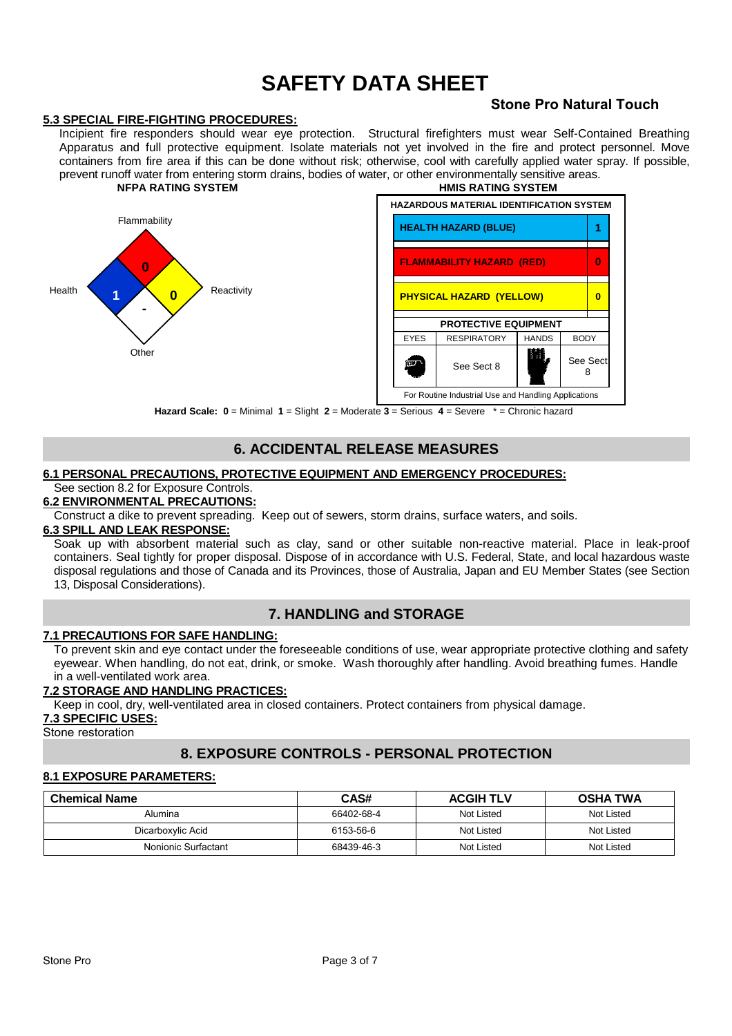# SAFETY DATA SHEET

**Stone Pro Natural Touch**

**5.3 SPECIAL FIRE-FIGHTING PROCEDURES:**

Incipient fire responders should wear eye protection. Structural firefighters must wear Self-Contained Breathing Apparatus and full protective equipment. Isolate materials not yet involved in the fire and protect personnel. Move containers from fire area if this can be done without risk; otherwise, cool with carefully applied water spray. If possible, prevent runoff water from entering storm drains, bodies of water, or other environmentally sensitive areas.

**NFPA RATING SYSTEM**

| Health | Flammability | Reactivity | Other |
|---|---|---|---|
| 1 | 0 | 0 | - |

**HMIS RATING SYSTEM**

| HAZARDOUS MATERIAL IDENTIFICATION SYSTEM | |
|---|---|
| HEALTH HAZARD (BLUE) | 1 |
| FLAMMABILITY HAZARD (RED) | 0 |
| PHYSICAL HAZARD (YELLOW) | 0 |

| PROTECTIVE EQUIPMENT | | | |
|---|---|---|---|
| EYES | RESPIRATORY | HANDS | BODY |
| | See Sect 8 | | See Sect 8 |

For Routine Industrial Use and Handling Applications

**Hazard Scale:** **0** = Minimal **1** = Slight **2** = Moderate **3** = Serious **4** = Severe * = Chronic hazard

## 6. ACCIDENTAL RELEASE MEASURES

**6.1 PERSONAL PRECAUTIONS, PROTECTIVE EQUIPMENT AND EMERGENCY PROCEDURES:**

See section 8.2 for Exposure Controls.

**6.2 ENVIRONMENTAL PRECAUTIONS:**

Construct a dike to prevent spreading. Keep out of sewers, storm drains, surface waters, and soils.

**6.3 SPILL AND LEAK RESPONSE:**

Soak up with absorbent material such as clay, sand or other suitable non-reactive material. Place in leak-proof containers. Seal tightly for proper disposal. Dispose of in accordance with U.S. Federal, State, and local hazardous waste disposal regulations and those of Canada and its Provinces, those of Australia, Japan and EU Member States (see Section 13, Disposal Considerations).

## 7. HANDLING and STORAGE

**7.1 PRECAUTIONS FOR SAFE HANDLING:**

To prevent skin and eye contact under the foreseeable conditions of use, wear appropriate protective clothing and safety eyewear. When handling, do not eat, drink, or smoke. Wash thoroughly after handling. Avoid breathing fumes. Handle in a well-ventilated work area.

**7.2 STORAGE AND HANDLING PRACTICES:**

Keep in cool, dry, well-ventilated area in closed containers. Protect containers from physical damage.

**7.3 SPECIFIC USES:**

Stone restoration

## 8. EXPOSURE CONTROLS - PERSONAL PROTECTION

**8.1 EXPOSURE PARAMETERS:**

| Chemical Name | CAS# | ACGIH TLV | OSHA TWA |
|---|---|---|---|
| Alumina | 66402-68-4 | Not Listed | Not Listed |
| Dicarboxylic Acid | 6153-56-6 | Not Listed | Not Listed |
| Nonionic Surfactant | 68439-46-3 | Not Listed | Not Listed |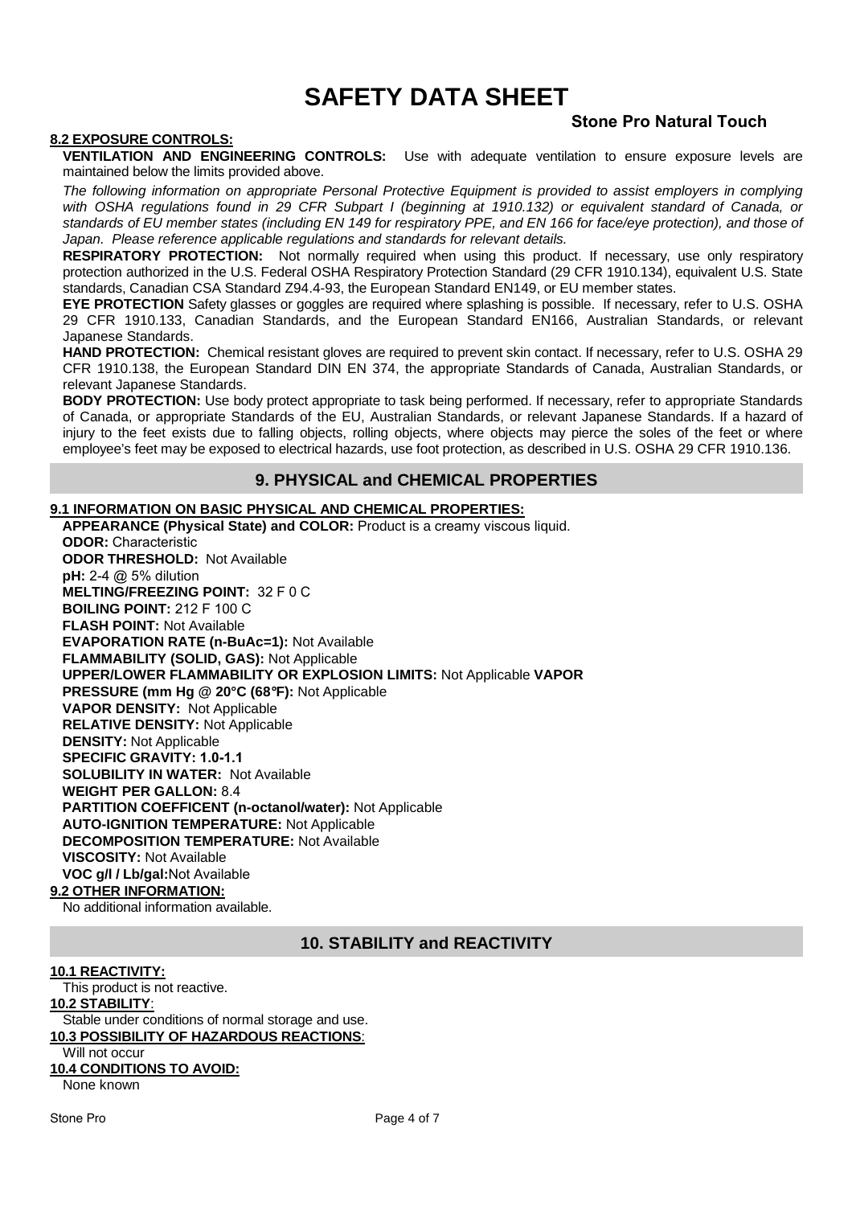# SAFETY DATA SHEET

**Stone Pro Natural Touch**

**8.2 EXPOSURE CONTROLS:**

**VENTILATION AND ENGINEERING CONTROLS:** Use with adequate ventilation to ensure exposure levels are maintained below the limits provided above.

*The following information on appropriate Personal Protective Equipment is provided to assist employers in complying with OSHA regulations found in 29 CFR Subpart I (beginning at 1910.132) or equivalent standard of Canada, or standards of EU member states (including EN 149 for respiratory PPE, and EN 166 for face/eye protection), and those of Japan. Please reference applicable regulations and standards for relevant details.*

**RESPIRATORY PROTECTION:** Not normally required when using this product. If necessary, use only respiratory protection authorized in the U.S. Federal OSHA Respiratory Protection Standard (29 CFR 1910.134), equivalent U.S. State standards, Canadian CSA Standard Z94.4-93, the European Standard EN149, or EU member states.

**EYE PROTECTION** Safety glasses or goggles are required where splashing is possible. If necessary, refer to U.S. OSHA 29 CFR 1910.133, Canadian Standards, and the European Standard EN166, Australian Standards, or relevant Japanese Standards.

**HAND PROTECTION:** Chemical resistant gloves are required to prevent skin contact. If necessary, refer to U.S. OSHA 29 CFR 1910.138, the European Standard DIN EN 374, the appropriate Standards of Canada, Australian Standards, or relevant Japanese Standards.

**BODY PROTECTION:** Use body protect appropriate to task being performed. If necessary, refer to appropriate Standards of Canada, or appropriate Standards of the EU, Australian Standards, or relevant Japanese Standards. If a hazard of injury to the feet exists due to falling objects, rolling objects, where objects may pierce the soles of the feet or where employee's feet may be exposed to electrical hazards, use foot protection, as described in U.S. OSHA 29 CFR 1910.136.

## 9. PHYSICAL and CHEMICAL PROPERTIES

**9.1 INFORMATION ON BASIC PHYSICAL AND CHEMICAL PROPERTIES:**

**APPEARANCE (Physical State) and COLOR:** Product is a creamy viscous liquid.
**ODOR:** Characteristic
**ODOR THRESHOLD:** Not Available
**pH:** 2-4 @ 5% dilution
**MELTING/FREEZING POINT:** 32 F 0 C
**BOILING POINT:** 212 F 100 C
**FLASH POINT:** Not Available
**EVAPORATION RATE (n-BuAc=1):** Not Available
**FLAMMABILITY (SOLID, GAS):** Not Applicable
**UPPER/LOWER FLAMMABILITY OR EXPLOSION LIMITS:** Not Applicable
**VAPOR PRESSURE (mm Hg @ 20°C (68°F):** Not Applicable
**VAPOR DENSITY:** Not Applicable
**RELATIVE DENSITY:** Not Applicable
**DENSITY:** Not Applicable
**SPECIFIC GRAVITY: 1.0-1.1**
**SOLUBILITY IN WATER:** Not Available
**WEIGHT PER GALLON:** 8.4
**PARTITION COEFFICENT (n-octanol/water):** Not Applicable
**AUTO-IGNITION TEMPERATURE:** Not Applicable
**DECOMPOSITION TEMPERATURE:** Not Available
**VISCOSITY:** Not Available
**VOC g/l / Lb/gal:** Not Available

**9.2 OTHER INFORMATION:**

No additional information available.

## 10. STABILITY and REACTIVITY

**10.1 REACTIVITY:**

This product is not reactive.

**10.2 STABILITY:**

Stable under conditions of normal storage and use.

**10.3 POSSIBILITY OF HAZARDOUS REACTIONS:**

Will not occur

**10.4 CONDITIONS TO AVOID:**

None known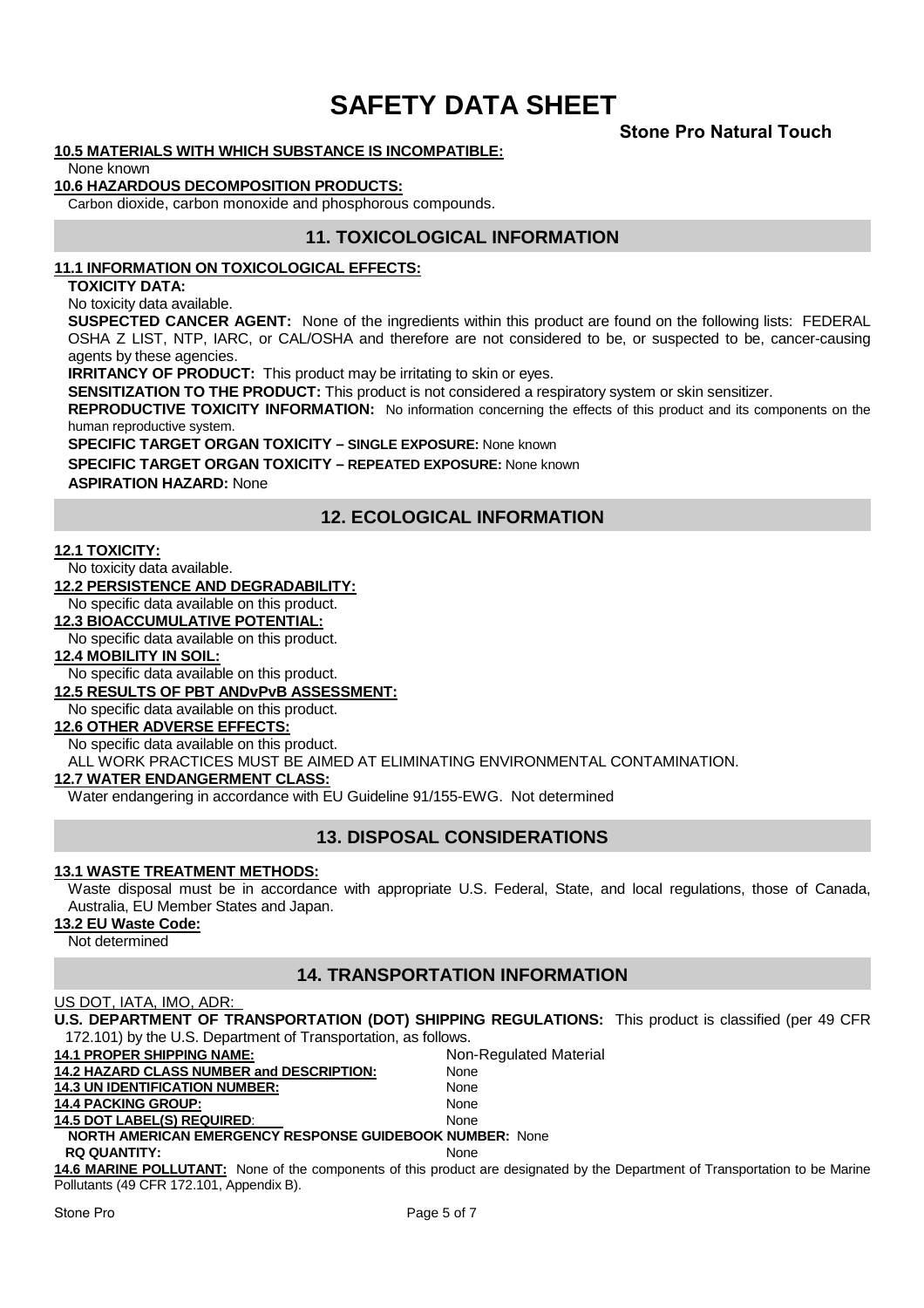# SAFETY DATA SHEET

**Stone Pro Natural Touch**

**10.5 MATERIALS WITH WHICH SUBSTANCE IS INCOMPATIBLE:**

None known

**10.6 HAZARDOUS DECOMPOSITION PRODUCTS:**

Carbon dioxide, carbon monoxide and phosphorous compounds.

## 11. TOXICOLOGICAL INFORMATION

**11.1 INFORMATION ON TOXICOLOGICAL EFFECTS:**

**TOXICITY DATA:**

No toxicity data available.

**SUSPECTED CANCER AGENT:** None of the ingredients within this product are found on the following lists: FEDERAL OSHA Z LIST, NTP, IARC, or CAL/OSHA and therefore are not considered to be, or suspected to be, cancer-causing agents by these agencies.

**IRRITANCY OF PRODUCT:** This product may be irritating to skin or eyes.

**SENSITIZATION TO THE PRODUCT:** This product is not considered a respiratory system or skin sensitizer.

**REPRODUCTIVE TOXICITY INFORMATION:** No information concerning the effects of this product and its components on the human reproductive system.

**SPECIFIC TARGET ORGAN TOXICITY – SINGLE EXPOSURE:** None known

**SPECIFIC TARGET ORGAN TOXICITY – REPEATED EXPOSURE:** None known

**ASPIRATION HAZARD:** None

## 12. ECOLOGICAL INFORMATION

**12.1 TOXICITY:**

No toxicity data available.

**12.2 PERSISTENCE AND DEGRADABILITY:**

No specific data available on this product.

**12.3 BIOACCUMULATIVE POTENTIAL:**

No specific data available on this product.

**12.4 MOBILITY IN SOIL:**

No specific data available on this product.

**12.5 RESULTS OF PBT ANDvPvB ASSESSMENT:**

No specific data available on this product.

**12.6 OTHER ADVERSE EFFECTS:**

No specific data available on this product.

ALL WORK PRACTICES MUST BE AIMED AT ELIMINATING ENVIRONMENTAL CONTAMINATION.

**12.7 WATER ENDANGERMENT CLASS:**

Water endangering in accordance with EU Guideline 91/155-EWG. Not determined

## 13. DISPOSAL CONSIDERATIONS

**13.1 WASTE TREATMENT METHODS:**

Waste disposal must be in accordance with appropriate U.S. Federal, State, and local regulations, those of Canada, Australia, EU Member States and Japan.

**13.2 EU Waste Code:**

Not determined

## 14. TRANSPORTATION INFORMATION

US DOT, IATA, IMO, ADR:

**U.S. DEPARTMENT OF TRANSPORTATION (DOT) SHIPPING REGULATIONS:** This product is classified (per 49 CFR 172.101) by the U.S. Department of Transportation, as follows.

**14.1 PROPER SHIPPING NAME:** Non-Regulated Material

**14.2 HAZARD CLASS NUMBER and DESCRIPTION:** None

**14.3 UN IDENTIFICATION NUMBER:** None

**14.4 PACKING GROUP:** None

**14.5 DOT LABEL(S) REQUIRED:** None

**NORTH AMERICAN EMERGENCY RESPONSE GUIDEBOOK NUMBER:** None

**RQ QUANTITY:** None

**14.6 MARINE POLLUTANT:** None of the components of this product are designated by the Department of Transportation to be Marine Pollutants (49 CFR 172.101, Appendix B).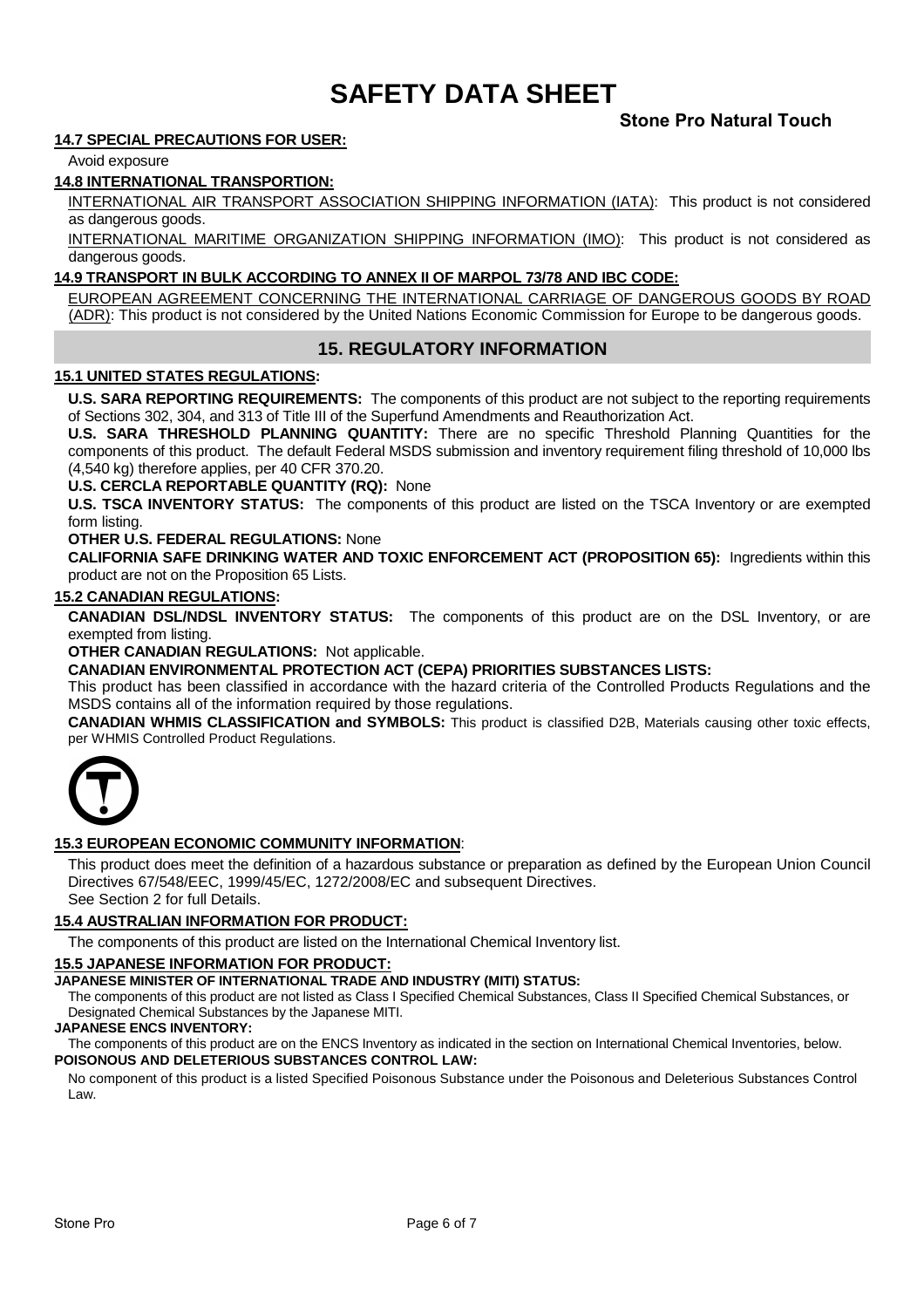# SAFETY DATA SHEET

**Stone Pro Natural Touch**

**14.7 SPECIAL PRECAUTIONS FOR USER:**

Avoid exposure

**14.8 INTERNATIONAL TRANSPORTION:**

INTERNATIONAL AIR TRANSPORT ASSOCIATION SHIPPING INFORMATION (IATA): This product is not considered as dangerous goods.

INTERNATIONAL MARITIME ORGANIZATION SHIPPING INFORMATION (IMO): This product is not considered as dangerous goods.

**14.9 TRANSPORT IN BULK ACCORDING TO ANNEX II OF MARPOL 73/78 AND IBC CODE:**

EUROPEAN AGREEMENT CONCERNING THE INTERNATIONAL CARRIAGE OF DANGEROUS GOODS BY ROAD (ADR): This product is not considered by the United Nations Economic Commission for Europe to be dangerous goods.

## 15. REGULATORY INFORMATION

**15.1 UNITED STATES REGULATIONS:**

**U.S. SARA REPORTING REQUIREMENTS:** The components of this product are not subject to the reporting requirements of Sections 302, 304, and 313 of Title III of the Superfund Amendments and Reauthorization Act.

**U.S. SARA THRESHOLD PLANNING QUANTITY:** There are no specific Threshold Planning Quantities for the components of this product. The default Federal MSDS submission and inventory requirement filing threshold of 10,000 lbs (4,540 kg) therefore applies, per 40 CFR 370.20.

**U.S. CERCLA REPORTABLE QUANTITY (RQ):** None

**U.S. TSCA INVENTORY STATUS:** The components of this product are listed on the TSCA Inventory or are exempted form listing.

**OTHER U.S. FEDERAL REGULATIONS:** None

**CALIFORNIA SAFE DRINKING WATER AND TOXIC ENFORCEMENT ACT (PROPOSITION 65):** Ingredients within this product are not on the Proposition 65 Lists.

**15.2 CANADIAN REGULATIONS:**

**CANADIAN DSL/NDSL INVENTORY STATUS:** The components of this product are on the DSL Inventory, or are exempted from listing.

**OTHER CANADIAN REGULATIONS:** Not applicable.

**CANADIAN ENVIRONMENTAL PROTECTION ACT (CEPA) PRIORITIES SUBSTANCES LISTS:**

This product has been classified in accordance with the hazard criteria of the Controlled Products Regulations and the MSDS contains all of the information required by those regulations.

**CANADIAN WHMIS CLASSIFICATION and SYMBOLS:** This product is classified D2B, Materials causing other toxic effects, per WHMIS Controlled Product Regulations.

**15.3 EUROPEAN ECONOMIC COMMUNITY INFORMATION**:

This product does meet the definition of a hazardous substance or preparation as defined by the European Union Council Directives 67/548/EEC, 1999/45/EC, 1272/2008/EC and subsequent Directives.
See Section 2 for full Details.

**15.4 AUSTRALIAN INFORMATION FOR PRODUCT:**

The components of this product are listed on the International Chemical Inventory list.

**15.5 JAPANESE INFORMATION FOR PRODUCT:**

**JAPANESE MINISTER OF INTERNATIONAL TRADE AND INDUSTRY (MITI) STATUS:**

The components of this product are not listed as Class I Specified Chemical Substances, Class II Specified Chemical Substances, or Designated Chemical Substances by the Japanese MITI.

**JAPANESE ENCS INVENTORY:**

The components of this product are on the ENCS Inventory as indicated in the section on International Chemical Inventories, below.

**POISONOUS AND DELETERIOUS SUBSTANCES CONTROL LAW:**

No component of this product is a listed Specified Poisonous Substance under the Poisonous and Deleterious Substances Control Law.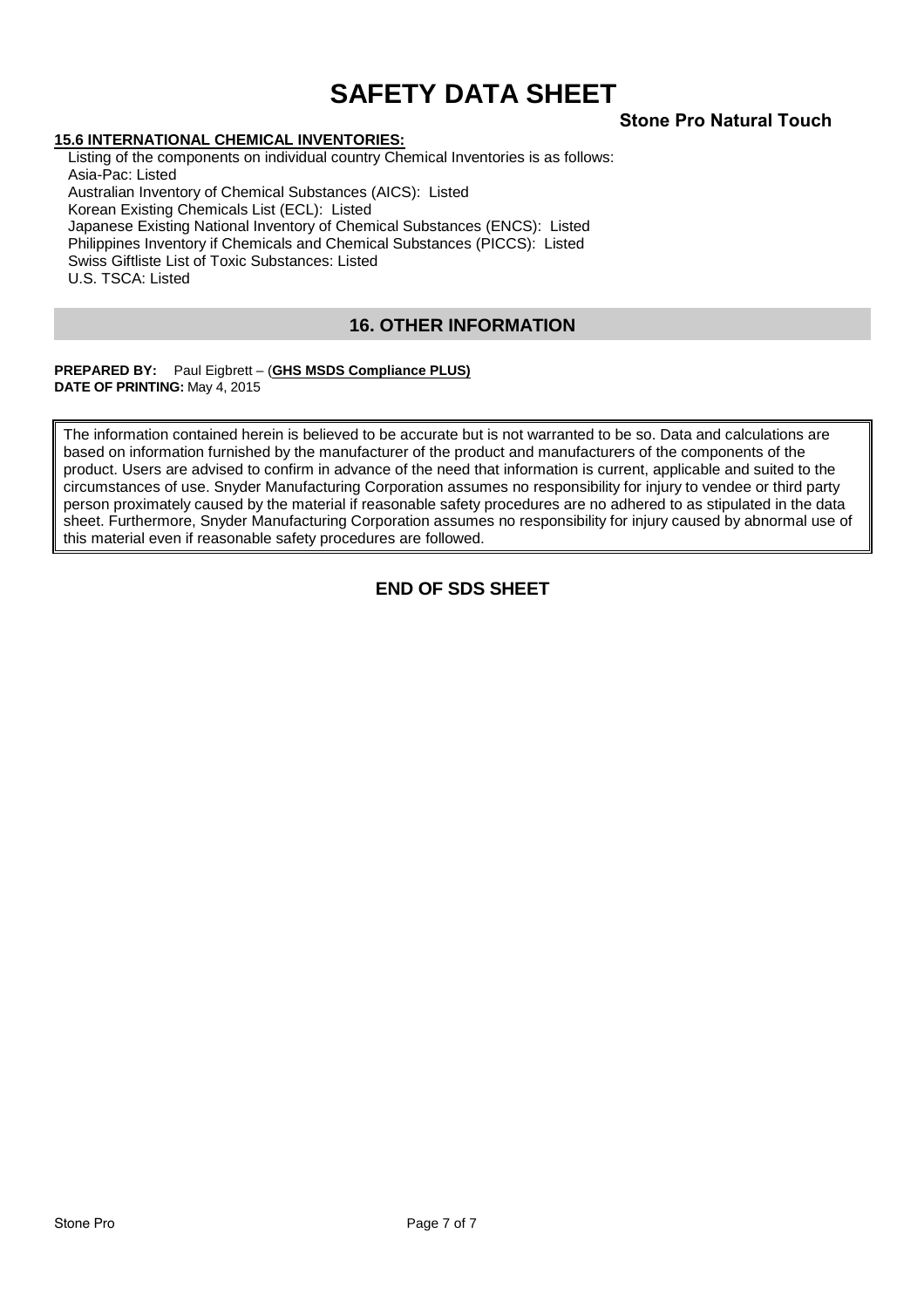# SAFETY DATA SHEET

**Stone Pro Natural Touch**

**15.6 INTERNATIONAL CHEMICAL INVENTORIES:**

Listing of the components on individual country Chemical Inventories is as follows:
Asia-Pac: Listed
Australian Inventory of Chemical Substances (AICS): Listed
Korean Existing Chemicals List (ECL): Listed
Japanese Existing National Inventory of Chemical Substances (ENCS): Listed
Philippines Inventory if Chemicals and Chemical Substances (PICCS): Listed
Swiss Giftliste List of Toxic Substances: Listed
U.S. TSCA: Listed

## 16. OTHER INFORMATION

**PREPARED BY:** Paul Eigbrett – (**GHS MSDS Compliance PLUS)**
**DATE OF PRINTING:** May 4, 2015

The information contained herein is believed to be accurate but is not warranted to be so. Data and calculations are based on information furnished by the manufacturer of the product and manufacturers of the components of the product. Users are advised to confirm in advance of the need that information is current, applicable and suited to the circumstances of use. Snyder Manufacturing Corporation assumes no responsibility for injury to vendee or third party person proximately caused by the material if reasonable safety procedures are no adhered to as stipulated in the data sheet. Furthermore, Snyder Manufacturing Corporation assumes no responsibility for injury caused by abnormal use of this material even if reasonable safety procedures are followed.

**END OF SDS SHEET**